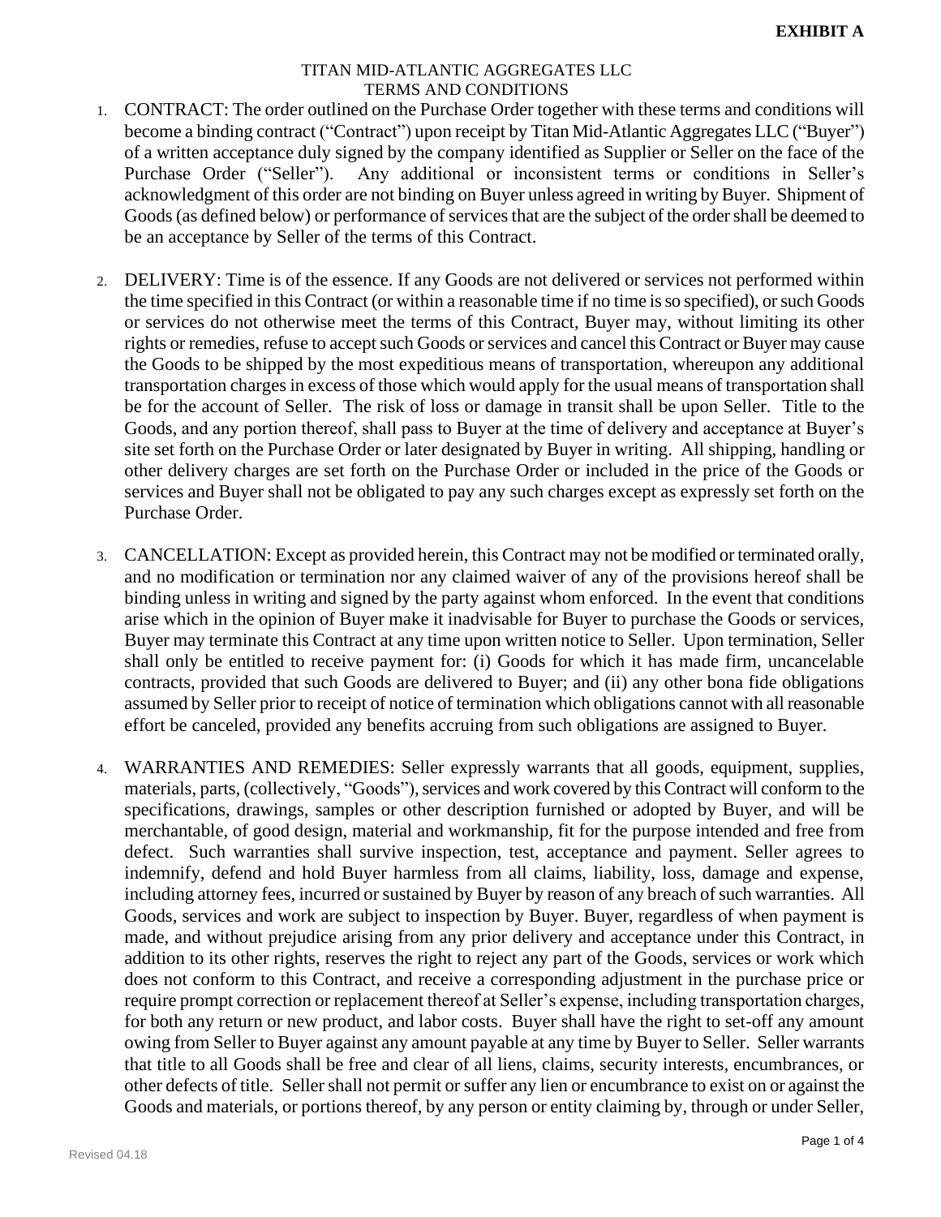**EXHIBIT A**

TITAN MID-ATLANTIC AGGREGATES LLC
TERMS AND CONDITIONS

1. CONTRACT: The order outlined on the Purchase Order together with these terms and conditions will become a binding contract ("Contract") upon receipt by Titan Mid-Atlantic Aggregates LLC ("Buyer") of a written acceptance duly signed by the company identified as Supplier or Seller on the face of the Purchase Order ("Seller"). Any additional or inconsistent terms or conditions in Seller's acknowledgment of this order are not binding on Buyer unless agreed in writing by Buyer. Shipment of Goods (as defined below) or performance of services that are the subject of the order shall be deemed to be an acceptance by Seller of the terms of this Contract.

2. DELIVERY: Time is of the essence. If any Goods are not delivered or services not performed within the time specified in this Contract (or within a reasonable time if no time is so specified), or such Goods or services do not otherwise meet the terms of this Contract, Buyer may, without limiting its other rights or remedies, refuse to accept such Goods or services and cancel this Contract or Buyer may cause the Goods to be shipped by the most expeditious means of transportation, whereupon any additional transportation charges in excess of those which would apply for the usual means of transportation shall be for the account of Seller. The risk of loss or damage in transit shall be upon Seller. Title to the Goods, and any portion thereof, shall pass to Buyer at the time of delivery and acceptance at Buyer's site set forth on the Purchase Order or later designated by Buyer in writing. All shipping, handling or other delivery charges are set forth on the Purchase Order or included in the price of the Goods or services and Buyer shall not be obligated to pay any such charges except as expressly set forth on the Purchase Order.

3. CANCELLATION: Except as provided herein, this Contract may not be modified or terminated orally, and no modification or termination nor any claimed waiver of any of the provisions hereof shall be binding unless in writing and signed by the party against whom enforced. In the event that conditions arise which in the opinion of Buyer make it inadvisable for Buyer to purchase the Goods or services, Buyer may terminate this Contract at any time upon written notice to Seller. Upon termination, Seller shall only be entitled to receive payment for: (i) Goods for which it has made firm, uncancelable contracts, provided that such Goods are delivered to Buyer; and (ii) any other bona fide obligations assumed by Seller prior to receipt of notice of termination which obligations cannot with all reasonable effort be canceled, provided any benefits accruing from such obligations are assigned to Buyer.

4. WARRANTIES AND REMEDIES: Seller expressly warrants that all goods, equipment, supplies, materials, parts, (collectively, "Goods"), services and work covered by this Contract will conform to the specifications, drawings, samples or other description furnished or adopted by Buyer, and will be merchantable, of good design, material and workmanship, fit for the purpose intended and free from defect. Such warranties shall survive inspection, test, acceptance and payment. Seller agrees to indemnify, defend and hold Buyer harmless from all claims, liability, loss, damage and expense, including attorney fees, incurred or sustained by Buyer by reason of any breach of such warranties. All Goods, services and work are subject to inspection by Buyer. Buyer, regardless of when payment is made, and without prejudice arising from any prior delivery and acceptance under this Contract, in addition to its other rights, reserves the right to reject any part of the Goods, services or work which does not conform to this Contract, and receive a corresponding adjustment in the purchase price or require prompt correction or replacement thereof at Seller's expense, including transportation charges, for both any return or new product, and labor costs. Buyer shall have the right to set-off any amount owing from Seller to Buyer against any amount payable at any time by Buyer to Seller. Seller warrants that title to all Goods shall be free and clear of all liens, claims, security interests, encumbrances, or other defects of title. Seller shall not permit or suffer any lien or encumbrance to exist on or against the Goods and materials, or portions thereof, by any person or entity claiming by, through or under Seller,

Revised 04.18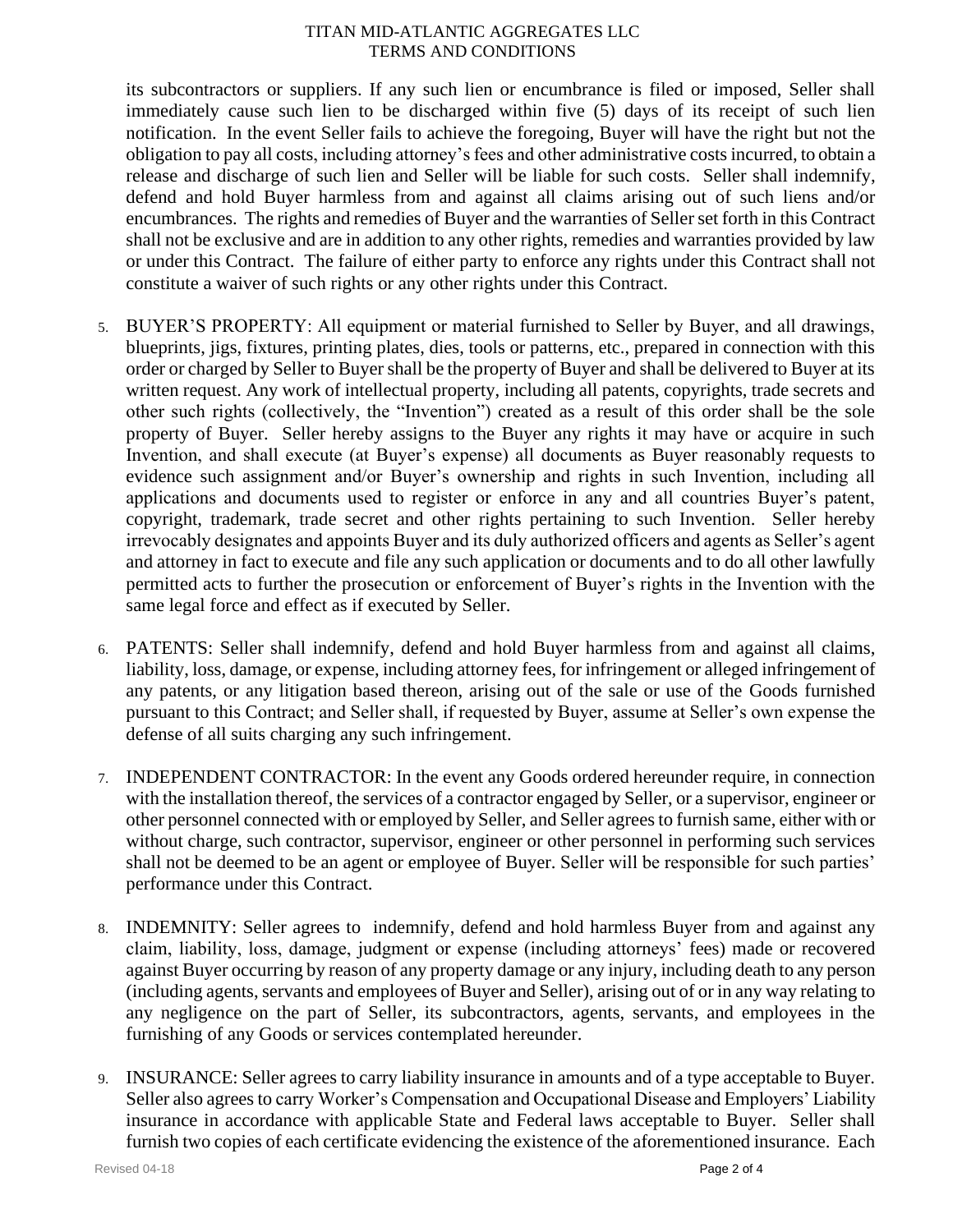its subcontractors or suppliers. If any such lien or encumbrance is filed or imposed, Seller shall immediately cause such lien to be discharged within five (5) days of its receipt of such lien notification. In the event Seller fails to achieve the foregoing, Buyer will have the right but not the obligation to pay all costs, including attorney's fees and other administrative costs incurred, to obtain a release and discharge of such lien and Seller will be liable for such costs. Seller shall indemnify, defend and hold Buyer harmless from and against all claims arising out of such liens and/or encumbrances. The rights and remedies of Buyer and the warranties of Seller set forth in this Contract shall not be exclusive and are in addition to any other rights, remedies and warranties provided by law or under this Contract. The failure of either party to enforce any rights under this Contract shall not constitute a waiver of such rights or any other rights under this Contract.

5. BUYER'S PROPERTY: All equipment or material furnished to Seller by Buyer, and all drawings, blueprints, jigs, fixtures, printing plates, dies, tools or patterns, etc., prepared in connection with this order or charged by Seller to Buyer shall be the property of Buyer and shall be delivered to Buyer at its written request. Any work of intellectual property, including all patents, copyrights, trade secrets and other such rights (collectively, the "Invention") created as a result of this order shall be the sole property of Buyer. Seller hereby assigns to the Buyer any rights it may have or acquire in such Invention, and shall execute (at Buyer's expense) all documents as Buyer reasonably requests to evidence such assignment and/or Buyer's ownership and rights in such Invention, including all applications and documents used to register or enforce in any and all countries Buyer's patent, copyright, trademark, trade secret and other rights pertaining to such Invention. Seller hereby irrevocably designates and appoints Buyer and its duly authorized officers and agents as Seller's agent and attorney in fact to execute and file any such application or documents and to do all other lawfully permitted acts to further the prosecution or enforcement of Buyer's rights in the Invention with the same legal force and effect as if executed by Seller.

6. PATENTS: Seller shall indemnify, defend and hold Buyer harmless from and against all claims, liability, loss, damage, or expense, including attorney fees, for infringement or alleged infringement of any patents, or any litigation based thereon, arising out of the sale or use of the Goods furnished pursuant to this Contract; and Seller shall, if requested by Buyer, assume at Seller's own expense the defense of all suits charging any such infringement.

7. INDEPENDENT CONTRACTOR: In the event any Goods ordered hereunder require, in connection with the installation thereof, the services of a contractor engaged by Seller, or a supervisor, engineer or other personnel connected with or employed by Seller, and Seller agrees to furnish same, either with or without charge, such contractor, supervisor, engineer or other personnel in performing such services shall not be deemed to be an agent or employee of Buyer. Seller will be responsible for such parties' performance under this Contract.

8. INDEMNITY: Seller agrees to indemnify, defend and hold harmless Buyer from and against any claim, liability, loss, damage, judgment or expense (including attorneys' fees) made or recovered against Buyer occurring by reason of any property damage or any injury, including death to any person (including agents, servants and employees of Buyer and Seller), arising out of or in any way relating to any negligence on the part of Seller, its subcontractors, agents, servants, and employees in the furnishing of any Goods or services contemplated hereunder.

9. INSURANCE: Seller agrees to carry liability insurance in amounts and of a type acceptable to Buyer. Seller also agrees to carry Worker's Compensation and Occupational Disease and Employers' Liability insurance in accordance with applicable State and Federal laws acceptable to Buyer. Seller shall furnish two copies of each certificate evidencing the existence of the aforementioned insurance. Each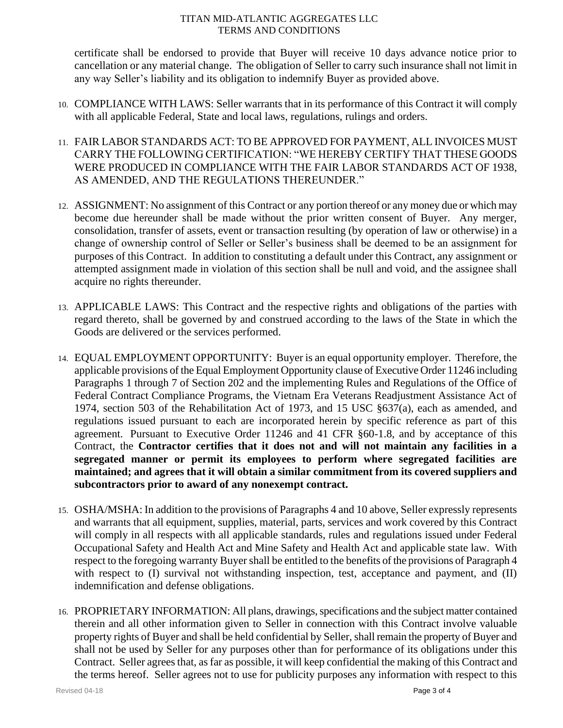certificate shall be endorsed to provide that Buyer will receive 10 days advance notice prior to cancellation or any material change. The obligation of Seller to carry such insurance shall not limit in any way Seller's liability and its obligation to indemnify Buyer as provided above.

10. COMPLIANCE WITH LAWS: Seller warrants that in its performance of this Contract it will comply with all applicable Federal, State and local laws, regulations, rulings and orders.

11. FAIR LABOR STANDARDS ACT: TO BE APPROVED FOR PAYMENT, ALL INVOICES MUST CARRY THE FOLLOWING CERTIFICATION: "WE HEREBY CERTIFY THAT THESE GOODS WERE PRODUCED IN COMPLIANCE WITH THE FAIR LABOR STANDARDS ACT OF 1938, AS AMENDED, AND THE REGULATIONS THEREUNDER."

12. ASSIGNMENT: No assignment of this Contract or any portion thereof or any money due or which may become due hereunder shall be made without the prior written consent of Buyer. Any merger, consolidation, transfer of assets, event or transaction resulting (by operation of law or otherwise) in a change of ownership control of Seller or Seller's business shall be deemed to be an assignment for purposes of this Contract. In addition to constituting a default under this Contract, any assignment or attempted assignment made in violation of this section shall be null and void, and the assignee shall acquire no rights thereunder.

13. APPLICABLE LAWS: This Contract and the respective rights and obligations of the parties with regard thereto, shall be governed by and construed according to the laws of the State in which the Goods are delivered or the services performed.

14. EQUAL EMPLOYMENT OPPORTUNITY: Buyer is an equal opportunity employer. Therefore, the applicable provisions of the Equal Employment Opportunity clause of Executive Order 11246 including Paragraphs 1 through 7 of Section 202 and the implementing Rules and Regulations of the Office of Federal Contract Compliance Programs, the Vietnam Era Veterans Readjustment Assistance Act of 1974, section 503 of the Rehabilitation Act of 1973, and 15 USC §637(a), each as amended, and regulations issued pursuant to each are incorporated herein by specific reference as part of this agreement. Pursuant to Executive Order 11246 and 41 CFR §60-1.8, and by acceptance of this Contract, the **Contractor certifies that it does not and will not maintain any facilities in a segregated manner or permit its employees to perform where segregated facilities are maintained; and agrees that it will obtain a similar commitment from its covered suppliers and subcontractors prior to award of any nonexempt contract.**

15. OSHA/MSHA: In addition to the provisions of Paragraphs 4 and 10 above, Seller expressly represents and warrants that all equipment, supplies, material, parts, services and work covered by this Contract will comply in all respects with all applicable standards, rules and regulations issued under Federal Occupational Safety and Health Act and Mine Safety and Health Act and applicable state law. With respect to the foregoing warranty Buyer shall be entitled to the benefits of the provisions of Paragraph 4 with respect to (I) survival not withstanding inspection, test, acceptance and payment, and (II) indemnification and defense obligations.

16. PROPRIETARY INFORMATION: All plans, drawings, specifications and the subject matter contained therein and all other information given to Seller in connection with this Contract involve valuable property rights of Buyer and shall be held confidential by Seller, shall remain the property of Buyer and shall not be used by Seller for any purposes other than for performance of its obligations under this Contract. Seller agrees that, as far as possible, it will keep confidential the making of this Contract and the terms hereof. Seller agrees not to use for publicity purposes any information with respect to this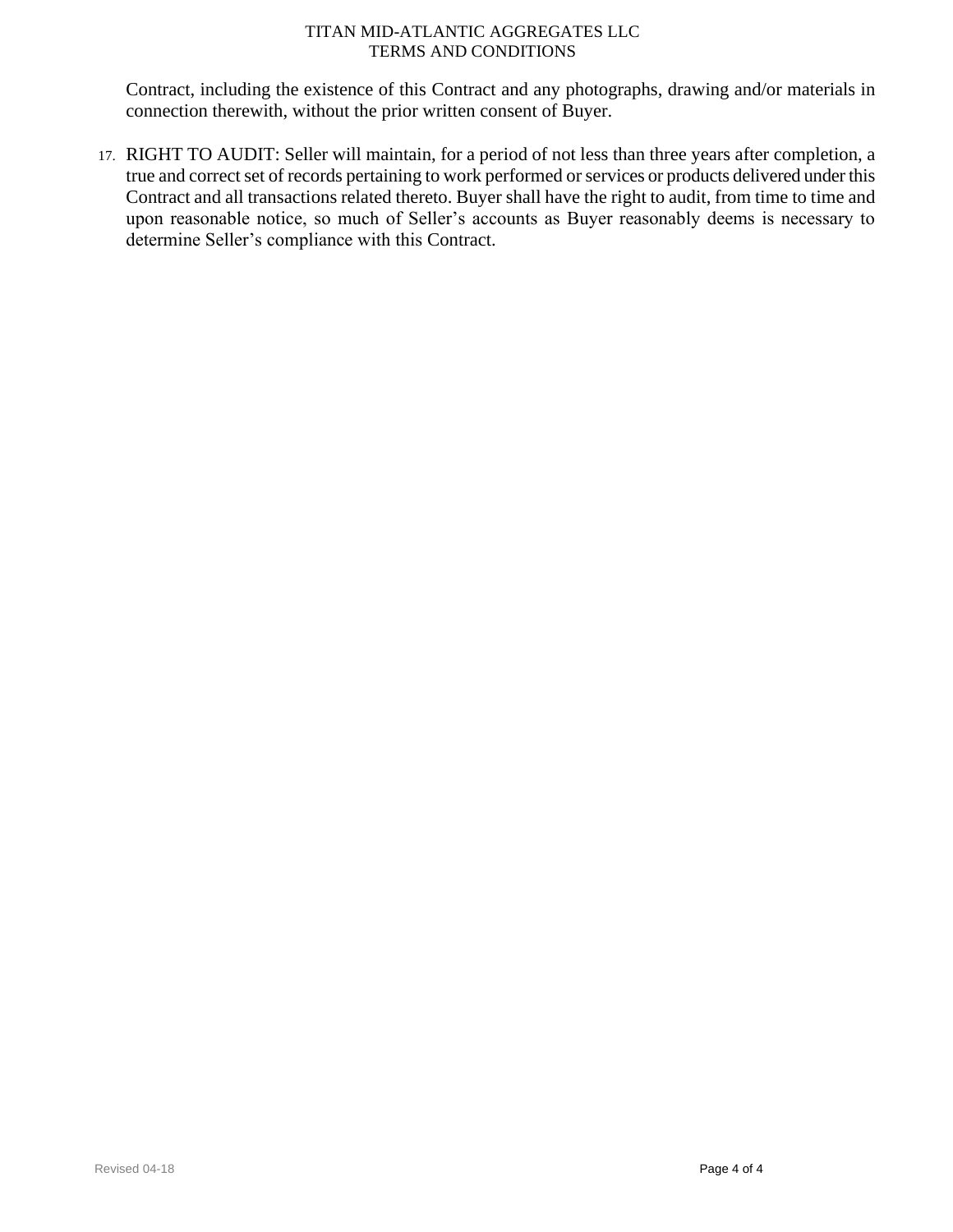Contract, including the existence of this Contract and any photographs, drawing and/or materials in connection therewith, without the prior written consent of Buyer.

17. RIGHT TO AUDIT: Seller will maintain, for a period of not less than three years after completion, a true and correct set of records pertaining to work performed or services or products delivered under this Contract and all transactions related thereto. Buyer shall have the right to audit, from time to time and upon reasonable notice, so much of Seller's accounts as Buyer reasonably deems is necessary to determine Seller's compliance with this Contract.